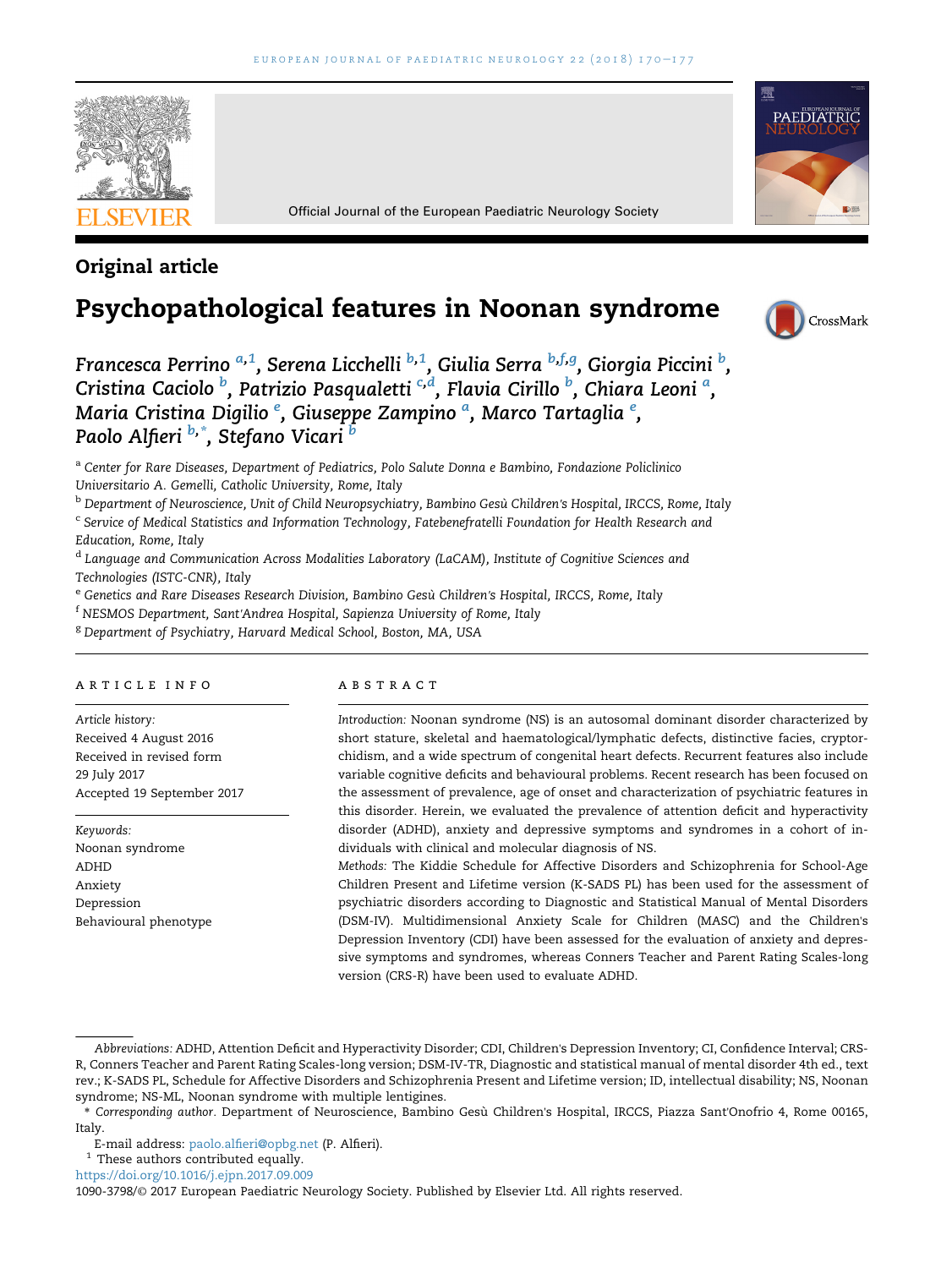Original article

# Psychopathological features in Noonan syndrome

Francesca Perrino [a,1], Serena Licchelli [b,1], Giulia Serra [b,f,g], Giorgia Piccini [b], Cristina Caciolo [b], Patrizio Pasqualetti [c,d], Flavia Cirillo [b], Chiara Leoni [a], Maria Cristina Digilio [e], Giuseppe Zampino [a], Marco Tartaglia [e], Paolo Alfieri [b,*], Stefano Vicari [b]

[a] Center for Rare Diseases, Department of Pediatrics, Polo Salute Donna e Bambino, Fondazione Policlinico Universitario A. Gemelli, Catholic University, Rome, Italy

[b] Department of Neuroscience, Unit of Child Neuropsychiatry, Bambino Gesù Children's Hospital, IRCCS, Rome, Italy

[c] Service of Medical Statistics and Information Technology, Fatebenefratelli Foundation for Health Research and Education, Rome, Italy

[d] Language and Communication Across Modalities Laboratory (LaCAM), Institute of Cognitive Sciences and Technologies (ISTC-CNR), Italy

[e] Genetics and Rare Diseases Research Division, Bambino Gesù Children's Hospital, IRCCS, Rome, Italy

[f] NESMOS Department, Sant'Andrea Hospital, Sapienza University of Rome, Italy

[g] Department of Psychiatry, Harvard Medical School, Boston, MA, USA

## ARTICLE INFO

*Article history:*
Received 4 August 2016
Received in revised form 29 July 2017
Accepted 19 September 2017

*Keywords:*
Noonan syndrome
ADHD
Anxiety
Depression
Behavioural phenotype

## ABSTRACT

*Introduction:* Noonan syndrome (NS) is an autosomal dominant disorder characterized by short stature, skeletal and haematological/lymphatic defects, distinctive facies, cryptorchidism, and a wide spectrum of congenital heart defects. Recurrent features also include variable cognitive deficits and behavioural problems. Recent research has been focused on the assessment of prevalence, age of onset and characterization of psychiatric features in this disorder. Herein, we evaluated the prevalence of attention deficit and hyperactivity disorder (ADHD), anxiety and depressive symptoms and syndromes in a cohort of individuals with clinical and molecular diagnosis of NS.

*Methods:* The Kiddie Schedule for Affective Disorders and Schizophrenia for School-Age Children Present and Lifetime version (K-SADS PL) has been used for the assessment of psychiatric disorders according to Diagnostic and Statistical Manual of Mental Disorders (DSM-IV). Multidimensional Anxiety Scale for Children (MASC) and the Children's Depression Inventory (CDI) have been assessed for the evaluation of anxiety and depressive symptoms and syndromes, whereas Conners Teacher and Parent Rating Scales-long version (CRS-R) have been used to evaluate ADHD.

*Abbreviations:* ADHD, Attention Deficit and Hyperactivity Disorder; CDI, Children's Depression Inventory; CI, Confidence Interval; CRS-R, Conners Teacher and Parent Rating Scales-long version; DSM-IV-TR, Diagnostic and statistical manual of mental disorder 4th ed., text rev.; K-SADS PL, Schedule for Affective Disorders and Schizophrenia Present and Lifetime version; ID, intellectual disability; NS, Noonan syndrome; NS-ML, Noonan syndrome with multiple lentigines.

* *Corresponding author.* Department of Neuroscience, Bambino Gesù Children's Hospital, IRCCS, Piazza Sant'Onofrio 4, Rome 00165, Italy.

E-mail address: paolo.alfieri@opbg.net (P. Alfieri).

[1] These authors contributed equally.

https://doi.org/10.1016/j.ejpn.2017.09.009

1090-3798/© 2017 European Paediatric Neurology Society. Published by Elsevier Ltd. All rights reserved.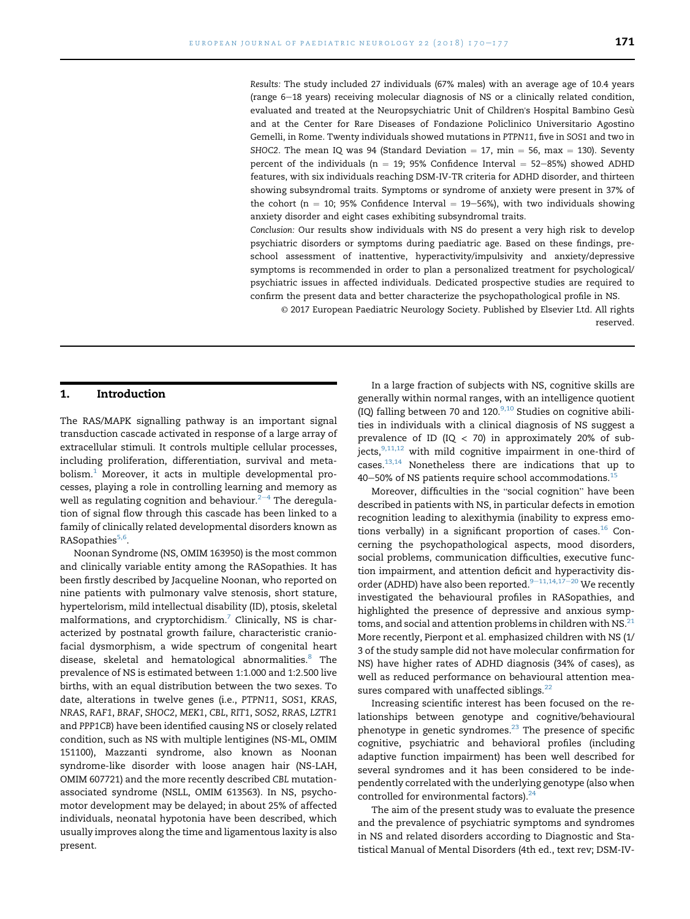*Results:* The study included 27 individuals (67% males) with an average age of 10.4 years (range 6–18 years) receiving molecular diagnosis of NS or a clinically related condition, evaluated and treated at the Neuropsychiatric Unit of Children's Hospital Bambino Gesù and at the Center for Rare Diseases of Fondazione Policlinico Universitario Agostino Gemelli, in Rome. Twenty individuals showed mutations in *PTPN11*, five in *SOS1* and two in *SHOC2*. The mean IQ was 94 (Standard Deviation = 17, min = 56, max = 130). Seventy percent of the individuals (n = 19; 95% Confidence Interval = 52–85%) showed ADHD features, with six individuals reaching DSM-IV-TR criteria for ADHD disorder, and thirteen showing subsyndromal traits. Symptoms or syndrome of anxiety were present in 37% of the cohort (n = 10; 95% Confidence Interval = 19–56%), with two individuals showing anxiety disorder and eight cases exhibiting subsyndromal traits.

*Conclusion:* Our results show individuals with NS do present a very high risk to develop psychiatric disorders or symptoms during paediatric age. Based on these findings, pre-school assessment of inattentive, hyperactivity/impulsivity and anxiety/depressive symptoms is recommended in order to plan a personalized treatment for psychological/psychiatric issues in affected individuals. Dedicated prospective studies are required to confirm the present data and better characterize the psychopathological profile in NS.

© 2017 European Paediatric Neurology Society. Published by Elsevier Ltd. All rights reserved.

## 1. Introduction

The RAS/MAPK signalling pathway is an important signal transduction cascade activated in response of a large array of extracellular stimuli. It controls multiple cellular processes, including proliferation, differentiation, survival and metabolism.[1] Moreover, it acts in multiple developmental processes, playing a role in controlling learning and memory as well as regulating cognition and behaviour.[2–4] The deregulation of signal flow through this cascade has been linked to a family of clinically related developmental disorders known as RASopathies[5,6].

Noonan Syndrome (NS, OMIM 163950) is the most common and clinically variable entity among the RASopathies. It has been firstly described by Jacqueline Noonan, who reported on nine patients with pulmonary valve stenosis, short stature, hypertelorism, mild intellectual disability (ID), ptosis, skeletal malformations, and cryptorchidism.[7] Clinically, NS is characterized by postnatal growth failure, characteristic craniofacial dysmorphism, a wide spectrum of congenital heart disease, skeletal and hematological abnormalities.[8] The prevalence of NS is estimated between 1:1.000 and 1:2.500 live births, with an equal distribution between the two sexes. To date, alterations in twelve genes (i.e., *PTPN11*, *SOS1*, *KRAS*, *NRAS*, *RAF1*, *BRAF*, *SHOC2*, *MEK1*, *CBL*, *RIT1*, *SOS2*, *RRAS*, *LZTR1* and *PPP1CB*) have been identified causing NS or closely related condition, such as NS with multiple lentigines (NS-ML, OMIM 151100), Mazzanti syndrome, also known as Noonan syndrome-like disorder with loose anagen hair (NS-LAH, OMIM 607721) and the more recently described *CBL* mutation-associated syndrome (NSLL, OMIM 613563). In NS, psychomotor development may be delayed; in about 25% of affected individuals, neonatal hypotonia have been described, which usually improves along the time and ligamentous laxity is also present.

In a large fraction of subjects with NS, cognitive skills are generally within normal ranges, with an intelligence quotient (IQ) falling between 70 and 120.[9,10] Studies on cognitive abilities in individuals with a clinical diagnosis of NS suggest a prevalence of ID (IQ < 70) in approximately 20% of subjects,[9,11,12] with mild cognitive impairment in one-third of cases.[13,14] Nonetheless there are indications that up to 40–50% of NS patients require school accommodations.[15]

Moreover, difficulties in the "social cognition" have been described in patients with NS, in particular defects in emotion recognition leading to alexithymia (inability to express emotions verbally) in a significant proportion of cases.[16] Concerning the psychopathological aspects, mood disorders, social problems, communication difficulties, executive function impairment, and attention deficit and hyperactivity disorder (ADHD) have also been reported.[9–11,14,17–20] We recently investigated the behavioural profiles in RASopathies, and highlighted the presence of depressive and anxious symptoms, and social and attention problems in children with NS.[21] More recently, Pierpont et al. emphasized children with NS (1/3 of the study sample did not have molecular confirmation for NS) have higher rates of ADHD diagnosis (34% of cases), as well as reduced performance on behavioural attention measures compared with unaffected siblings.[22]

Increasing scientific interest has been focused on the relationships between genotype and cognitive/behavioural phenotype in genetic syndromes.[23] The presence of specific cognitive, psychiatric and behavioral profiles (including adaptive function impairment) has been well described for several syndromes and it has been considered to be independently correlated with the underlying genotype (also when controlled for environmental factors).[24]

The aim of the present study was to evaluate the presence and the prevalence of psychiatric symptoms and syndromes in NS and related disorders according to Diagnostic and Statistical Manual of Mental Disorders (4th ed., text rev; DSM-IV-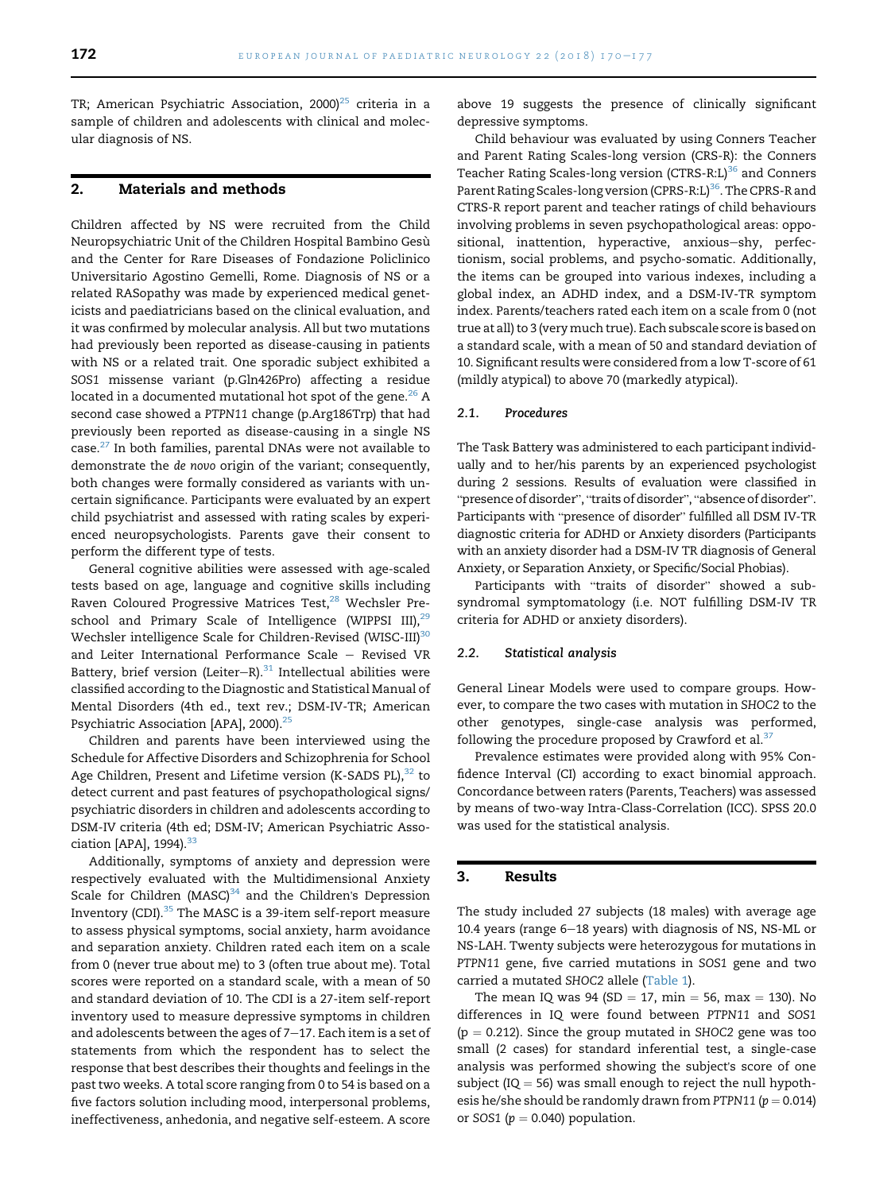TR; American Psychiatric Association, 2000)[25] criteria in a sample of children and adolescents with clinical and molecular diagnosis of NS.

## 2. Materials and methods

Children affected by NS were recruited from the Child Neuropsychiatric Unit of the Children Hospital Bambino Gesù and the Center for Rare Diseases of Fondazione Policlinico Universitario Agostino Gemelli, Rome. Diagnosis of NS or a related RASopathy was made by experienced medical geneticists and paediatricians based on the clinical evaluation, and it was confirmed by molecular analysis. All but two mutations had previously been reported as disease-causing in patients with NS or a related trait. One sporadic subject exhibited a *SOS1* missense variant (p.Gln426Pro) affecting a residue located in a documented mutational hot spot of the gene.[26] A second case showed a *PTPN11* change (p.Arg186Trp) that had previously been reported as disease-causing in a single NS case.[27] In both families, parental DNAs were not available to demonstrate the *de novo* origin of the variant; consequently, both changes were formally considered as variants with uncertain significance. Participants were evaluated by an expert child psychiatrist and assessed with rating scales by experienced neuropsychologists. Parents gave their consent to perform the different type of tests.

General cognitive abilities were assessed with age-scaled tests based on age, language and cognitive skills including Raven Coloured Progressive Matrices Test,[28] Wechsler Preschool and Primary Scale of Intelligence (WIPPSI III),[29] Wechsler intelligence Scale for Children-Revised (WISC-III)[30] and Leiter International Performance Scale – Revised VR Battery, brief version (Leiter–R).[31] Intellectual abilities were classified according to the Diagnostic and Statistical Manual of Mental Disorders (4th ed., text rev.; DSM-IV-TR; American Psychiatric Association [APA], 2000).[25]

Children and parents have been interviewed using the Schedule for Affective Disorders and Schizophrenia for School Age Children, Present and Lifetime version (K-SADS PL),[32] to detect current and past features of psychopathological signs/psychiatric disorders in children and adolescents according to DSM-IV criteria (4th ed; DSM-IV; American Psychiatric Association [APA], 1994).[33]

Additionally, symptoms of anxiety and depression were respectively evaluated with the Multidimensional Anxiety Scale for Children (MASC)[34] and the Children's Depression Inventory (CDI).[35] The MASC is a 39-item self-report measure to assess physical symptoms, social anxiety, harm avoidance and separation anxiety. Children rated each item on a scale from 0 (never true about me) to 3 (often true about me). Total scores were reported on a standard scale, with a mean of 50 and standard deviation of 10. The CDI is a 27-item self-report inventory used to measure depressive symptoms in children and adolescents between the ages of 7–17. Each item is a set of statements from which the respondent has to select the response that best describes their thoughts and feelings in the past two weeks. A total score ranging from 0 to 54 is based on a five factors solution including mood, interpersonal problems, ineffectiveness, anhedonia, and negative self-esteem. A score above 19 suggests the presence of clinically significant depressive symptoms.

Child behaviour was evaluated by using Conners Teacher and Parent Rating Scales-long version (CRS-R): the Conners Teacher Rating Scales-long version (CTRS-R:L)[36] and Conners Parent Rating Scales-long version (CPRS-R:L)[36]. The CPRS-R and CTRS-R report parent and teacher ratings of child behaviours involving problems in seven psychopathological areas: oppositional, inattention, hyperactive, anxious–shy, perfectionism, social problems, and psycho-somatic. Additionally, the items can be grouped into various indexes, including a global index, an ADHD index, and a DSM-IV-TR symptom index. Parents/teachers rated each item on a scale from 0 (not true at all) to 3 (very much true). Each subscale score is based on a standard scale, with a mean of 50 and standard deviation of 10. Significant results were considered from a low T-score of 61 (mildly atypical) to above 70 (markedly atypical).

### 2.1. Procedures

The Task Battery was administered to each participant individually and to her/his parents by an experienced psychologist during 2 sessions. Results of evaluation were classified in "presence of disorder", "traits of disorder", "absence of disorder". Participants with "presence of disorder" fulfilled all DSM IV-TR diagnostic criteria for ADHD or Anxiety disorders (Participants with an anxiety disorder had a DSM-IV TR diagnosis of General Anxiety, or Separation Anxiety, or Specific/Social Phobias).

Participants with "traits of disorder" showed a subsyndromal symptomatology (i.e. NOT fulfilling DSM-IV TR criteria for ADHD or anxiety disorders).

### 2.2. Statistical analysis

General Linear Models were used to compare groups. However, to compare the two cases with mutation in *SHOC2* to the other genotypes, single-case analysis was performed, following the procedure proposed by Crawford et al.[37]

Prevalence estimates were provided along with 95% Confidence Interval (CI) according to exact binomial approach. Concordance between raters (Parents, Teachers) was assessed by means of two-way Intra-Class-Correlation (ICC). SPSS 20.0 was used for the statistical analysis.

## 3. Results

The study included 27 subjects (18 males) with average age 10.4 years (range 6–18 years) with diagnosis of NS, NS-ML or NS-LAH. Twenty subjects were heterozygous for mutations in *PTPN11* gene, five carried mutations in *SOS1* gene and two carried a mutated *SHOC2* allele (Table 1).

The mean IQ was 94 ($SD = 17$, $min = 56$, $max = 130$). No differences in IQ were found between *PTPN11* and *SOS1* ($p = 0.212$). Since the group mutated in *SHOC2* gene was too small (2 cases) for standard inferential test, a single-case analysis was performed showing the subject's score of one subject ($IQ = 56$) was small enough to reject the null hypothesis he/she should be randomly drawn from *PTPN11* ($p = 0.014$) or *SOS1* ($p = 0.040$) population.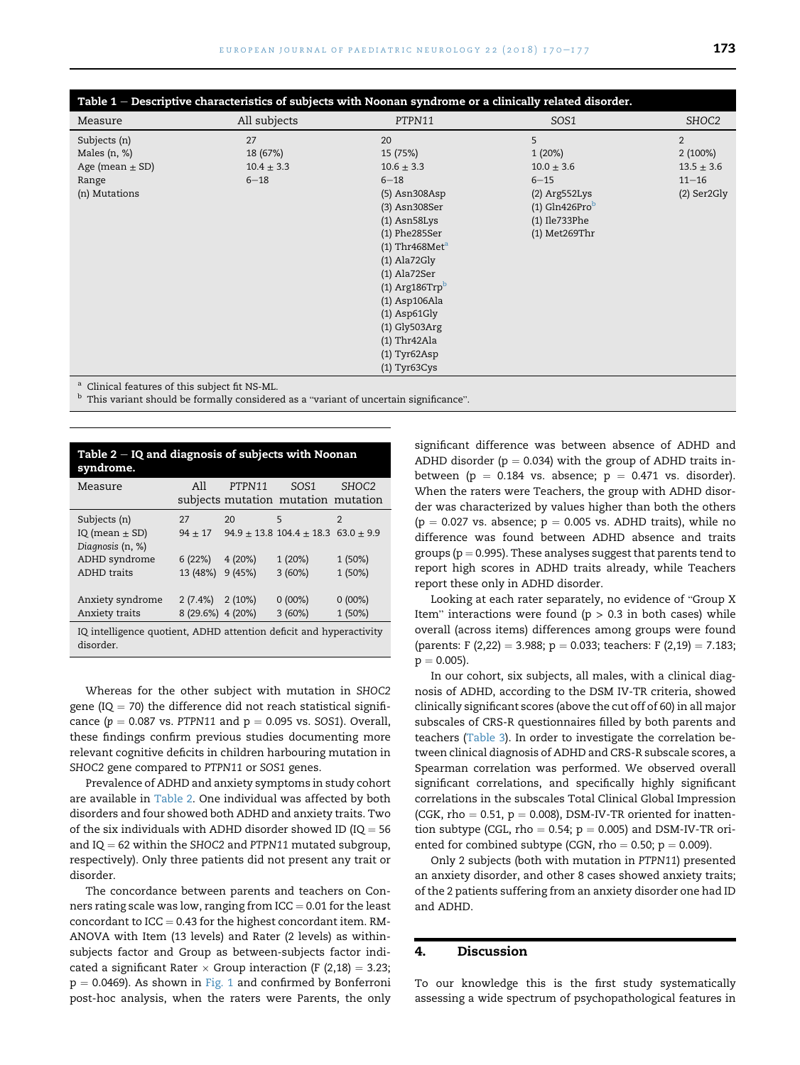**Table 1 – Descriptive characteristics of subjects with Noonan syndrome or a clinically related disorder.**

| Measure | All subjects | *PTPN11* | *SOS1* | *SHOC2* |
|---|---|---|---|---|
| Subjects (n) | 27 | 20 | 5 | 2 |
| Males (n, %) | 18 (67%) | 15 (75%) | 1 (20%) | 2 (100%) |
| Age (mean ± SD) | 10.4 ± 3.3 | 10.6 ± 3.3 | 10.0 ± 3.6 | 13.5 ± 3.6 |
| Range | 6–18 | 6–18 | 6–15 | 11–16 |
| (n) Mutations | | (5) Asn308Asp<br>(3) Asn308Ser<br>(1) Asn58Lys<br>(1) Phe285Ser<br>(1) Thr468Met[a]<br>(1) Ala72Gly<br>(1) Ala72Ser<br>(1) Arg186Trp[b]<br>(1) Asp106Ala<br>(1) Asp61Gly<br>(1) Gly503Arg<br>(1) Thr42Ala<br>(1) Tyr62Asp<br>(1) Tyr63Cys | (2) Arg552Lys<br>(1) Gln426Pro[b]<br>(1) Ile733Phe<br>(1) Met269Thr | (2) Ser2Gly |

[a] Clinical features of this subject fit NS-ML.
[b] This variant should be formally considered as a "variant of uncertain significance".

**Table 2 – IQ and diagnosis of subjects with Noonan syndrome.**

| Measure | All subjects | *PTPN11* mutation | *SOS1* mutation | *SHOC2* mutation |
|---|---|---|---|---|
| Subjects (n) | 27 | 20 | 5 | 2 |
| IQ (mean ± SD) | 94 ± 17 | 94.9 ± 13.8 | 104.4 ± 18.3 | 63.0 ± 9.9 |
| *Diagnosis (n, %)* | | | | |
| ADHD syndrome | 6 (22%) | 4 (20%) | 1 (20%) | 1 (50%) |
| ADHD traits | 13 (48%) | 9 (45%) | 3 (60%) | 1 (50%) |
| Anxiety syndrome | 2 (7.4%) | 2 (10%) | 0 (00%) | 0 (00%) |
| Anxiety traits | 8 (29.6%) | 4 (20%) | 3 (60%) | 1 (50%) |

IQ intelligence quotient, ADHD attention deficit and hyperactivity disorder.

Whereas for the other subject with mutation in *SHOC2* gene (IQ = 70) the difference did not reach statistical significance ($p = 0.087$ vs. *PTPN11* and $p = 0.095$ vs. *SOS1*). Overall, these findings confirm previous studies documenting more relevant cognitive deficits in children harbouring mutation in *SHOC2* gene compared to *PTPN11* or *SOS1* genes.

Prevalence of ADHD and anxiety symptoms in study cohort are available in Table 2. One individual was affected by both disorders and four showed both ADHD and anxiety traits. Two of the six individuals with ADHD disorder showed ID (IQ = 56 and IQ = 62 within the *SHOC2* and *PTPN11* mutated subgroup, respectively). Only three patients did not present any trait or disorder.

The concordance between parents and teachers on Conners rating scale was low, ranging from ICC = 0.01 for the least concordant item to ICC = 0.43 for the highest concordant item. RM-ANOVA with Item (13 levels) and Rater (2 levels) as within-subjects factor and Group as between-subjects factor indicated a significant Rater × Group interaction ($F(2,18) = 3.23$; $p = 0.0469$). As shown in Fig. 1 and confirmed by Bonferroni post-hoc analysis, when the raters were Parents, the only significant difference was between absence of ADHD and ADHD disorder ($p = 0.034$) with the group of ADHD traits in-between ($p = 0.184$ vs. absence; $p = 0.471$ vs. disorder). When the raters were Teachers, the group with ADHD disorder was characterized by values higher than both the others ($p = 0.027$ vs. absence; $p = 0.005$ vs. ADHD traits), while no difference was found between ADHD absence and traits groups ($p = 0.995$). These analyses suggest that parents tend to report high scores in ADHD traits already, while Teachers report these only in ADHD disorder.

Looking at each rater separately, no evidence of "Group X Item" interactions were found ($p > 0.3$ in both cases) while overall (across items) differences among groups were found (parents: $F(2,22) = 3.988$; $p = 0.033$; teachers: $F(2,19) = 7.183$; $p = 0.005$).

In our cohort, six subjects, all males, with a clinical diagnosis of ADHD, according to the DSM IV-TR criteria, showed clinically significant scores (above the cut off of 60) in all major subscales of CRS-R questionnaires filled by both parents and teachers (Table 3). In order to investigate the correlation between clinical diagnosis of ADHD and CRS-R subscale scores, a Spearman correlation was performed. We observed overall significant correlations, and specifically highly significant correlations in the subscales Total Clinical Global Impression (CGK, rho = 0.51, $p = 0.008$), DSM-IV-TR oriented for inattention subtype (CGL, rho = 0.54; $p = 0.005$) and DSM-IV-TR oriented for combined subtype (CGN, rho = 0.50; $p = 0.009$).

Only 2 subjects (both with mutation in *PTPN11*) presented an anxiety disorder, and other 8 cases showed anxiety traits; of the 2 patients suffering from an anxiety disorder one had ID and ADHD.

## 4. Discussion

To our knowledge this is the first study systematically assessing a wide spectrum of psychopathological features in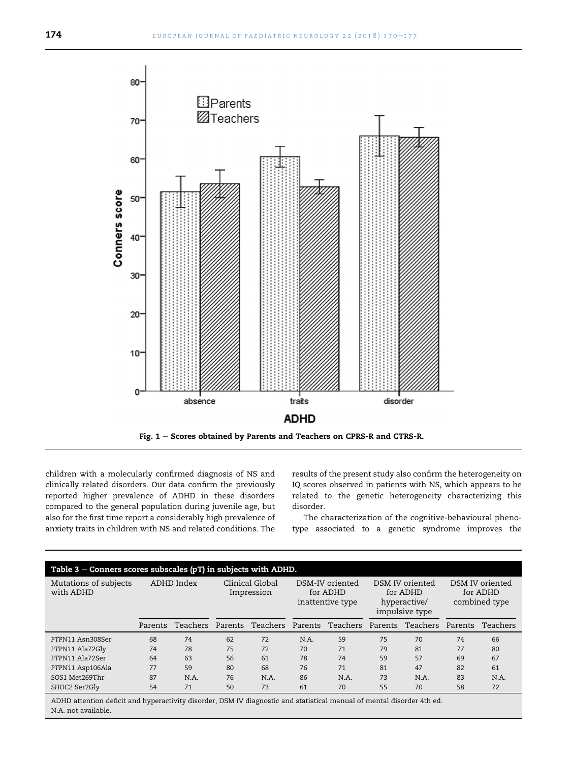Fig. 1 – Scores obtained by Parents and Teachers on CPRS-R and CTRS-R.

children with a molecularly confirmed diagnosis of NS and clinically related disorders. Our data confirm the previously reported higher prevalence of ADHD in these disorders compared to the general population during juvenile age, but also for the first time report a considerably high prevalence of anxiety traits in children with NS and related conditions. The results of the present study also confirm the heterogeneity on IQ scores observed in patients with NS, which appears to be related to the genetic heterogeneity characterizing this disorder.

The characterization of the cognitive-behavioural phenotype associated to a genetic syndrome improves the

**Table 3 – Conners scores subscales (pT) in subjects with ADHD.**

| Mutations of subjects with ADHD | ADHD Index | | Clinical Global Impression | | DSM-IV oriented for ADHD inattentive type | | DSM IV oriented for ADHD hyperactive/impulsive type | | DSM IV oriented for ADHD combined type | |
|---|---|---|---|---|---|---|---|---|---|---|
| | Parents | Teachers | Parents | Teachers | Parents | Teachers | Parents | Teachers | Parents | Teachers |
| PTPN11 Asn308Ser | 68 | 74 | 62 | 72 | N.A. | 59 | 75 | 70 | 74 | 66 |
| PTPN11 Ala72Gly | 74 | 78 | 75 | 72 | 70 | 71 | 79 | 81 | 77 | 80 |
| PTPN11 Ala72Ser | 64 | 63 | 56 | 61 | 78 | 74 | 59 | 57 | 69 | 67 |
| PTPN11 Asp106Ala | 77 | 59 | 80 | 68 | 76 | 71 | 81 | 47 | 82 | 61 |
| SOS1 Met269Thr | 87 | N.A. | 76 | N.A. | 86 | N.A. | 73 | N.A. | 83 | N.A. |
| SHOC2 Ser2Gly | 54 | 71 | 50 | 73 | 61 | 70 | 55 | 70 | 58 | 72 |

ADHD attention deficit and hyperactivity disorder, DSM IV diagnostic and statistical manual of mental disorder 4th ed.
N.A. not available.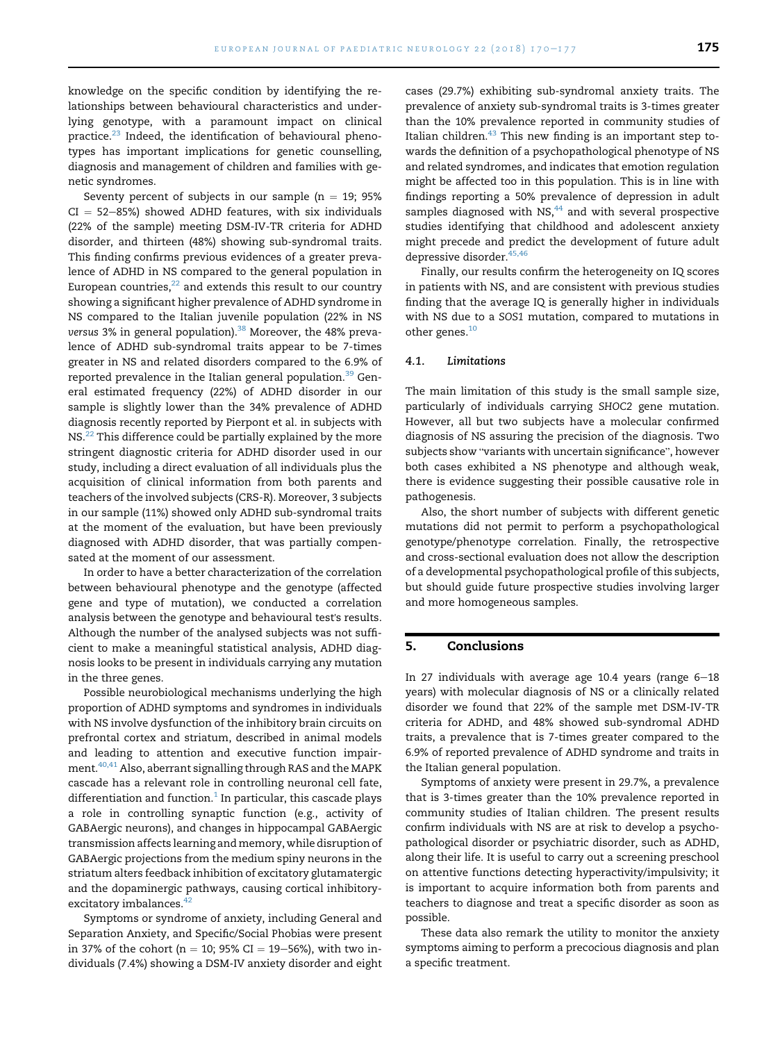knowledge on the specific condition by identifying the relationships between behavioural characteristics and underlying genotype, with a paramount impact on clinical practice.[23] Indeed, the identification of behavioural phenotypes has important implications for genetic counselling, diagnosis and management of children and families with genetic syndromes.

Seventy percent of subjects in our sample (n = 19; 95% CI = 52–85%) showed ADHD features, with six individuals (22% of the sample) meeting DSM-IV-TR criteria for ADHD disorder, and thirteen (48%) showing sub-syndromal traits. This finding confirms previous evidences of a greater prevalence of ADHD in NS compared to the general population in European countries,[22] and extends this result to our country showing a significant higher prevalence of ADHD syndrome in NS compared to the Italian juvenile population (22% in NS *versus* 3% in general population).[38] Moreover, the 48% prevalence of ADHD sub-syndromal traits appear to be 7-times greater in NS and related disorders compared to the 6.9% of reported prevalence in the Italian general population.[39] General estimated frequency (22%) of ADHD disorder in our sample is slightly lower than the 34% prevalence of ADHD diagnosis recently reported by Pierpont et al. in subjects with NS.[22] This difference could be partially explained by the more stringent diagnostic criteria for ADHD disorder used in our study, including a direct evaluation of all individuals plus the acquisition of clinical information from both parents and teachers of the involved subjects (CRS-R). Moreover, 3 subjects in our sample (11%) showed only ADHD sub-syndromal traits at the moment of the evaluation, but have been previously diagnosed with ADHD disorder, that was partially compensated at the moment of our assessment.

In order to have a better characterization of the correlation between behavioural phenotype and the genotype (affected gene and type of mutation), we conducted a correlation analysis between the genotype and behavioural test's results. Although the number of the analysed subjects was not sufficient to make a meaningful statistical analysis, ADHD diagnosis looks to be present in individuals carrying any mutation in the three genes.

Possible neurobiological mechanisms underlying the high proportion of ADHD symptoms and syndromes in individuals with NS involve dysfunction of the inhibitory brain circuits on prefrontal cortex and striatum, described in animal models and leading to attention and executive function impairment.[40,41] Also, aberrant signalling through RAS and the MAPK cascade has a relevant role in controlling neuronal cell fate, differentiation and function.[1] In particular, this cascade plays a role in controlling synaptic function (e.g., activity of GABAergic neurons), and changes in hippocampal GABAergic transmission affects learning and memory, while disruption of GABAergic projections from the medium spiny neurons in the striatum alters feedback inhibition of excitatory glutamatergic and the dopaminergic pathways, causing cortical inhibitory-excitatory imbalances.[42]

Symptoms or syndrome of anxiety, including General and Separation Anxiety, and Specific/Social Phobias were present in 37% of the cohort (n = 10; 95% CI = 19–56%), with two individuals (7.4%) showing a DSM-IV anxiety disorder and eight cases (29.7%) exhibiting sub-syndromal anxiety traits. The prevalence of anxiety sub-syndromal traits is 3-times greater than the 10% prevalence reported in community studies of Italian children.[43] This new finding is an important step towards the definition of a psychopathological phenotype of NS and related syndromes, and indicates that emotion regulation might be affected too in this population. This is in line with findings reporting a 50% prevalence of depression in adult samples diagnosed with NS,[44] and with several prospective studies identifying that childhood and adolescent anxiety might precede and predict the development of future adult depressive disorder.[45,46]

Finally, our results confirm the heterogeneity on IQ scores in patients with NS, and are consistent with previous studies finding that the average IQ is generally higher in individuals with NS due to a *SOS1* mutation, compared to mutations in other genes.[10]

### 4.1. Limitations

The main limitation of this study is the small sample size, particularly of individuals carrying *SHOC2* gene mutation. However, all but two subjects have a molecular confirmed diagnosis of NS assuring the precision of the diagnosis. Two subjects show "variants with uncertain significance", however both cases exhibited a NS phenotype and although weak, there is evidence suggesting their possible causative role in pathogenesis.

Also, the short number of subjects with different genetic mutations did not permit to perform a psychopathological genotype/phenotype correlation. Finally, the retrospective and cross-sectional evaluation does not allow the description of a developmental psychopathological profile of this subjects, but should guide future prospective studies involving larger and more homogeneous samples.

## 5. Conclusions

In 27 individuals with average age 10.4 years (range 6–18 years) with molecular diagnosis of NS or a clinically related disorder we found that 22% of the sample met DSM-IV-TR criteria for ADHD, and 48% showed sub-syndromal ADHD traits, a prevalence that is 7-times greater compared to the 6.9% of reported prevalence of ADHD syndrome and traits in the Italian general population.

Symptoms of anxiety were present in 29.7%, a prevalence that is 3-times greater than the 10% prevalence reported in community studies of Italian children. The present results confirm individuals with NS are at risk to develop a psychopathological disorder or psychiatric disorder, such as ADHD, along their life. It is useful to carry out a screening preschool on attentive functions detecting hyperactivity/impulsivity; it is important to acquire information both from parents and teachers to diagnose and treat a specific disorder as soon as possible.

These data also remark the utility to monitor the anxiety symptoms aiming to perform a precocious diagnosis and plan a specific treatment.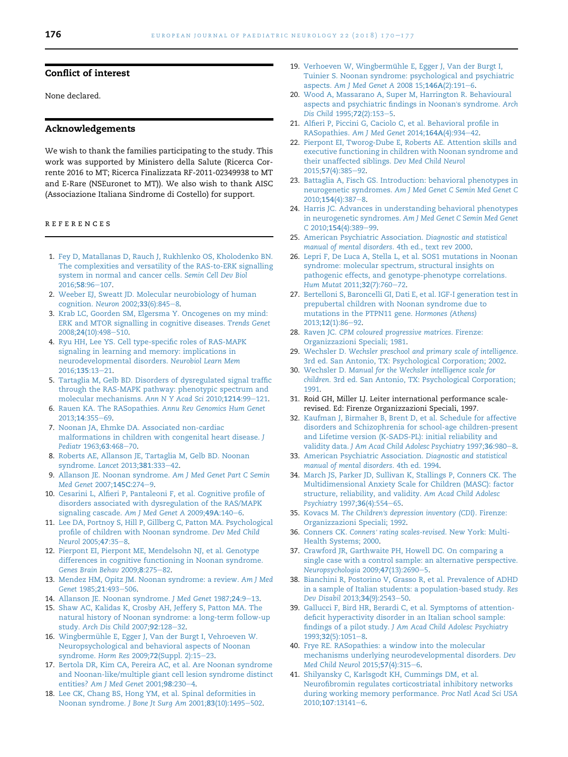## Conflict of interest

None declared.

## Acknowledgements

We wish to thank the families participating to the study. This work was supported by Ministero della Salute (Ricerca Corrente 2016 to MT; Ricerca Finalizzata RF-2011-02349938 to MT and E-Rare (NSEuronet to MT)). We also wish to thank AISC (Associazione Italiana Sindrome di Costello) for support.

## REFERENCES

1. Fey D, Matallanas D, Rauch J, Rukhlenko OS, Kholodenko BN. The complexities and versatility of the RAS-to-ERK signalling system in normal and cancer cells. *Semin Cell Dev Biol* 2016;**58**:96–107.
2. Weeber EJ, Sweatt JD. Molecular neurobiology of human cognition. *Neuron* 2002;**33**(6):845–8.
3. Krab LC, Goorden SM, Elgersma Y. Oncogenes on my mind: ERK and MTOR signalling in cognitive diseases. *Trends Genet* 2008;**24**(10):498–510.
4. Ryu HH, Lee YS. Cell type-specific roles of RAS-MAPK signaling in learning and memory: implications in neurodevelopmental disorders. *Neurobiol Learn Mem* 2016;**135**:13–21.
5. Tartaglia M, Gelb BD. Disorders of dysregulated signal traffic through the RAS-MAPK pathway: phenotypic spectrum and molecular mechanisms. *Ann N Y Acad Sci* 2010;**1214**:99–121.
6. Rauen KA. The RASopathies. *Annu Rev Genomics Hum Genet* 2013;**14**:355–69.
7. Noonan JA, Ehmke DA. Associated non-cardiac malformations in children with congenital heart disease. *J Pediatr* 1963;**63**:468–70.
8. Roberts AE, Allanson JE, Tartaglia M, Gelb BD. Noonan syndrome. *Lancet* 2013;**381**:333–42.
9. Allanson JE. Noonan syndrome. *Am J Med Genet Part C Semin Med Genet* 2007;**145C**:274–9.
10. Cesarini L, Alfieri P, Pantaleoni F, et al. Cognitive profile of disorders associated with dysregulation of the RAS/MAPK signaling cascade. *Am J Med Genet A* 2009;**49A**:140–6.
11. Lee DA, Portnoy S, Hill P, Gillberg C, Patton MA. Psychological profile of children with Noonan syndrome. *Dev Med Child Neurol* 2005;**47**:35–8.
12. Pierpont EI, Pierpont ME, Mendelsohn NJ, et al. Genotype differences in cognitive functioning in Noonan syndrome. *Genes Brain Behav* 2009;**8**:275–82.
13. Mendez HM, Opitz JM. Noonan syndrome: a review. *Am J Med Genet* 1985;**21**:493–506.
14. Allanson JE. Noonan syndrome. *J Med Genet* 1987;**24**:9–13.
15. Shaw AC, Kalidas K, Crosby AH, Jeffery S, Patton MA. The natural history of Noonan syndrome: a long-term follow-up study. *Arch Dis Child* 2007;**92**:128–32.
16. Wingbermühle E, Egger J, van der Burgt I, Vehroeven W. Neuropsychological and behavioral aspects of Noonan syndrome. *Horm Res* 2009;**72**(Suppl. 2):15–23.
17. Bertola DR, Kim CA, Pereira AC, et al. Are Noonan syndrome and Noonan-like/multiple giant cell lesion syndrome distinct entities? *Am J Med Genet* 2001;**98**:230–4.
18. Lee CK, Chang BS, Hong YM, et al. Spinal deformities in Noonan syndrome. *J Bone Jt Surg Am* 2001;**83**(10):1495–502.
19. Verhoeven W, Wingbermühle E, Egger J, Van der Burgt I, Tuinier S. Noonan syndrome: psychological and psychiatric aspects. *Am J Med Genet A* 2008 15;**146A**(2):191–6.
20. Wood A, Massarano A, Super M, Harrington R. Behavioural aspects and psychiatric findings in Noonan's syndrome. *Arch Dis Child* 1995;**72**(2):153–5.
21. Alfieri P, Piccini G, Caciolo C, et al. Behavioral profile in RASopathies. *Am J Med Genet* 2014;**164A**(4):934–42.
22. Pierpont EI, Tworog-Dube E, Roberts AE. Attention skills and executive functioning in children with Noonan syndrome and their unaffected siblings. *Dev Med Child Neurol* 2015;**57**(4):385–92.
23. Battaglia A, Fisch GS. Introduction: behavioral phenotypes in neurogenetic syndromes. *Am J Med Genet C Semin Med Genet C* 2010;**154**(4):387–8.
24. Harris JC. Advances in understanding behavioral phenotypes in neurogenetic syndromes. *Am J Med Genet C Semin Med Genet C* 2010;**154**(4):389–99.
25. American Psychiatric Association. *Diagnostic and statistical manual of mental disorders*. 4th ed., text rev 2000.
26. Lepri F, De Luca A, Stella L, et al. SOS1 mutations in Noonan syndrome: molecular spectrum, structural insights on pathogenic effects, and genotype-phenotype correlations. *Hum Mutat* 2011;**32**(7):760–72.
27. Bertelloni S, Baroncelli GI, Dati E, et al. IGF-I generation test in prepubertal children with Noonan syndrome due to mutations in the PTPN11 gene. *Hormones (Athens)* 2013;**12**(1):86–92.
28. Raven JC. *CPM coloured progressive matrices*. Firenze: Organizzazioni Speciali; 1981.
29. Wechsler D. *Wechsler preschool and primary scale of intelligence*. 3rd ed. San Antonio, TX: Psychological Corporation; 2002.
30. Wechsler D. *Manual for the Wechsler intelligence scale for children*. 3rd ed. San Antonio, TX: Psychological Corporation; 1991.
31. Roid GH, Miller LJ. Leiter international performance scale-revised. Ed: Firenze Organizzazioni Speciali, 1997.
32. Kaufman J, Birmaher B, Brent D, et al. Schedule for affective disorders and Schizophrenia for school-age children-present and Lifetime version (K-SADS-PL): initial reliability and validity data. *J Am Acad Child Adolesc Psychiatry* 1997;**36**:980–8.
33. American Psychiatric Association. *Diagnostic and statistical manual of mental disorders*. 4th ed. 1994.
34. March JS, Parker JD, Sullivan K, Stallings P, Conners CK. The Multidimensional Anxiety Scale for Children (MASC): factor structure, reliability, and validity. *Am Acad Child Adolesc Psychiatry* 1997;**36**(4):554–65.
35. Kovacs M. *The Children's depression inventory (CDI)*. Firenze: Organizzazioni Speciali; 1992.
36. Conners CK. *Conners' rating scales-revised*. New York: Multi-Health Systems; 2000.
37. Crawford JR, Garthwaite PH, Howell DC. On comparing a single case with a control sample: an alternative perspective. *Neuropsychologia* 2009;**47**(13):2690–5.
38. Bianchini R, Postorino V, Grasso R, et al. Prevalence of ADHD in a sample of Italian students: a population-based study. *Res Dev Disabil* 2013;**34**(9):2543–50.
39. Gallucci F, Bird HR, Berardi C, et al. Symptoms of attention-deficit hyperactivity disorder in an Italian school sample: findings of a pilot study. *J Am Acad Child Adolesc Psychiatry* 1993;**32**(5):1051–8.
40. Frye RE. RASopathies: a window into the molecular mechanisms underlying neurodevelopmental disorders. *Dev Med Child Neurol* 2015;**57**(4):315–6.
41. Shilyansky C, Karlsgodt KH, Cummings DM, et al. Neurofibromin regulates corticostriatal inhibitory networks during working memory performance. *Proc Natl Acad Sci USA* 2010;**107**:13141–6.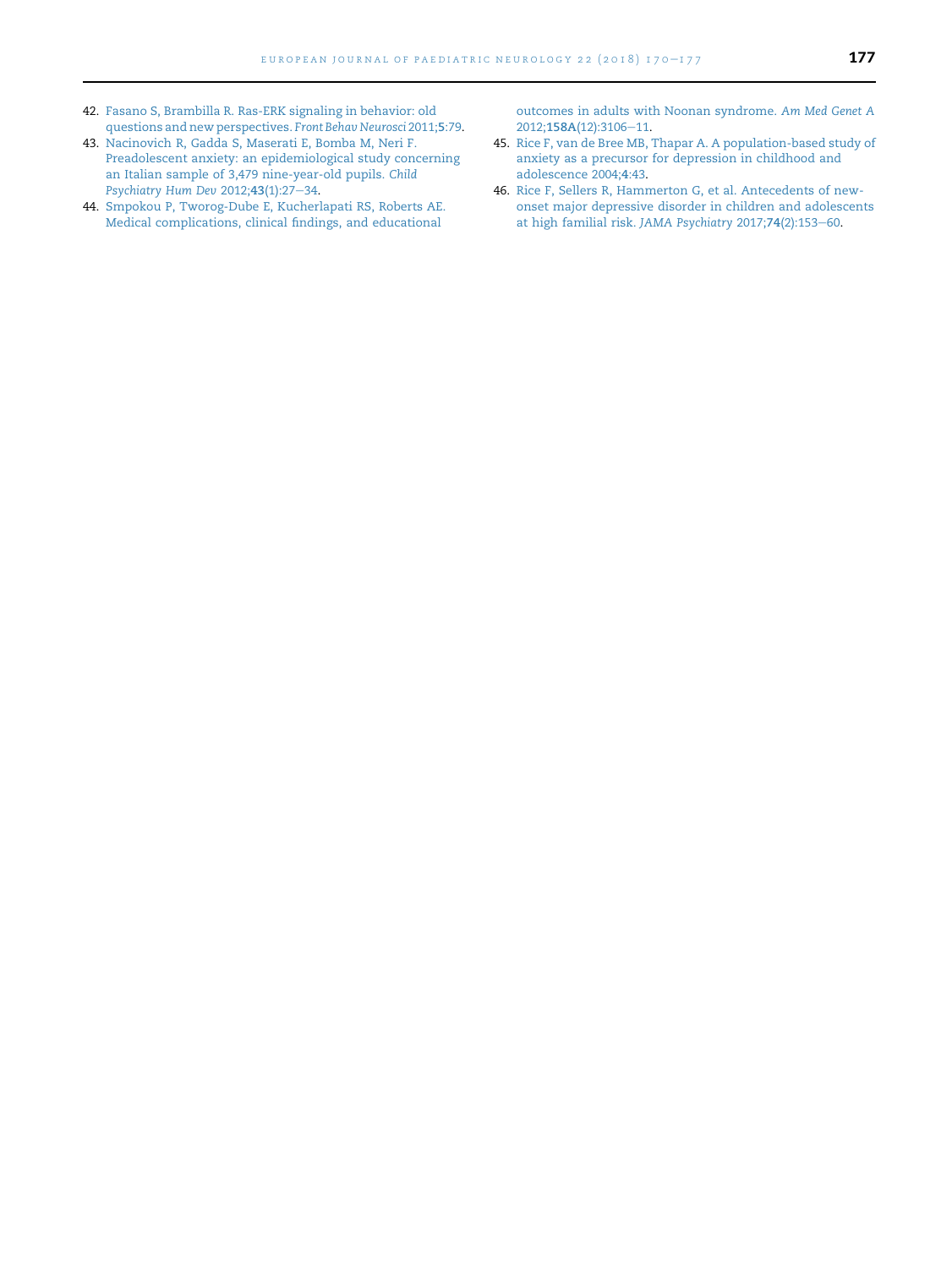42. Fasano S, Brambilla R. Ras-ERK signaling in behavior: old questions and new perspectives. *Front Behav Neurosci* 2011;**5**:79.
43. Nacinovich R, Gadda S, Maserati E, Bomba M, Neri F. Preadolescent anxiety: an epidemiological study concerning an Italian sample of 3,479 nine-year-old pupils. *Child Psychiatry Hum Dev* 2012;**43**(1):27–34.
44. Smpokou P, Tworog-Dube E, Kucherlapati RS, Roberts AE. Medical complications, clinical findings, and educational outcomes in adults with Noonan syndrome. *Am Med Genet A* 2012;**158A**(12):3106–11.
45. Rice F, van de Bree MB, Thapar A. A population-based study of anxiety as a precursor for depression in childhood and adolescence 2004;**4**:43.
46. Rice F, Sellers R, Hammerton G, et al. Antecedents of new-onset major depressive disorder in children and adolescents at high familial risk. *JAMA Psychiatry* 2017;**74**(2):153–60.